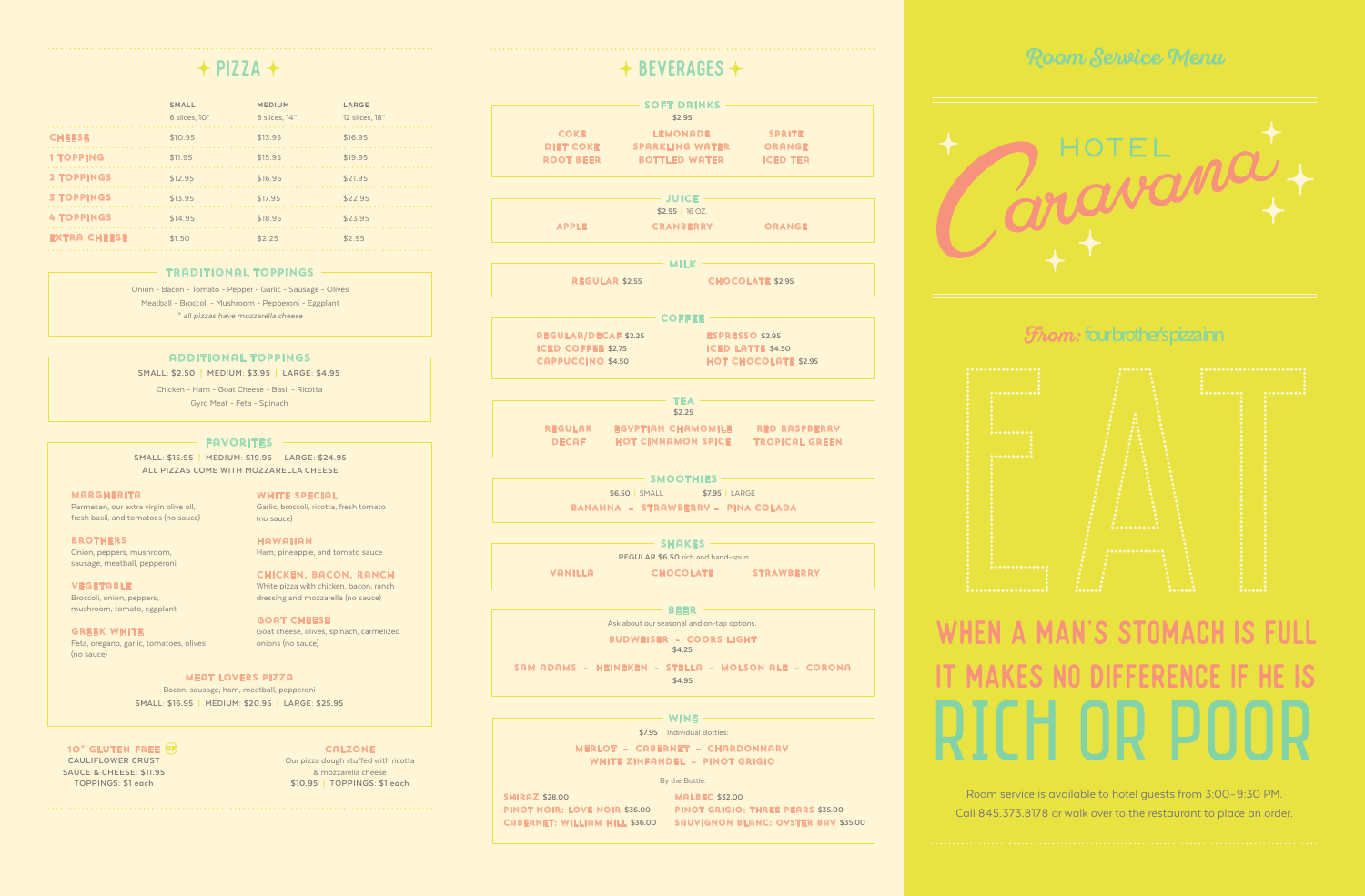## PIZZA

| | SMALL 6 slices, 10" | MEDIUM 8 slices, 14" | LARGE 12 slices, 18" |
|---|---|---|---|
| CHEESE | $10.95 | $13.95 | $16.95 |
| 1 TOPPING | $11.95 | $15.95 | $19.95 |
| 2 TOPPINGS | $12.95 | $16.95 | $21.95 |
| 3 TOPPINGS | $13.95 | $17.95 | $22.95 |
| 4 TOPPINGS | $14.95 | $18.95 | $23.95 |
| EXTRA CHEESE | $1.50 | $2.25 | $2.95 |

### TRADITIONAL TOPPINGS

Onion - Bacon - Tomato - Pepper - Garlic - Sausage - Olives
Meatball - Broccoli - Mushroom - Pepperoni - Eggplant

*\* all pizzas have mozzarella cheese*

### ADDITIONAL TOPPINGS

SMALL: $2.50 | MEDIUM: $3.95 | LARGE: $4.95

Chicken - Ham - Goat Cheese - Basil - Ricotta
Gyro Meat - Feta - Spinach

### FAVORITES

SMALL: $15.95 | MEDIUM: $19.95 | LARGE: $24.95
ALL PIZZAS COME WITH MOZZARELLA CHEESE

**MARGHERITA**
Parmesan, our extra virgin olive oil, fresh basil, and tomatoes (no sauce)

**BROTHERS**
Onion, peppers, mushroom, sausage, meatball, pepperoni

**VEGETABLE**
Broccoli, onion, peppers, mushroom, tomato, eggplant

**GREEK WHITE**
Feta, oregano, garlic, tomatoes, olives (no sauce)

**WHITE SPECIAL**
Garlic, broccoli, ricotta, fresh tomato (no sauce)

**HAWAIIAN**
Ham, pineapple, and tomato sauce

**CHICKEN, BACON, RANCH**
White pizza with chicken, bacon, ranch dressing and mozzarella (no sauce)

**GOAT CHEESE**
Goat cheese, olives, spinach, carmelized onions (no sauce)

**MEAT LOVERS PIZZA**
Bacon, sausage, ham, meatball, pepperoni
SMALL: $16.95 | MEDIUM: $20.95 | LARGE: $25.95

**10" GLUTEN FREE (GF)**
CAULIFLOWER CRUST
SAUCE & CHEESE: $11.95
TOPPINGS: $1 each

**CALZONE**
Our pizza dough stuffed with ricotta & mozzarella cheese
$10.95 | TOPPINGS: $1 each

## BEVERAGES

### SOFT DRINKS

$2.95

COKE - LEMONADE - SPRITE
DIET COKE - SPARKLING WATER - ORANGE
ROOT BEER - BOTTLED WATER - ICED TEA

### JUICE

$2.95 | 16 OZ.

APPLE - CRANBERRY - ORANGE

### MILK

REGULAR $2.55
CHOCOLATE $2.95

### COFFEE

REGULAR/DECAF $2.25
ICED COFFEE $2.75
CAPPUCCINO $4.50
ESPRESSO $2.95
ICED LATTE $4.50
HOT CHOCOLATE $2.95

### TEA

$2.25

REGULAR - EGYPTIAN CHAMOMILE - RED RASPBERRY
DECAF - HOT CINNAMON SPICE - TROPICAL GREEN

### SMOOTHIES

$6.50 | SMALL $7.95 | LARGE

BANANNA - STRAWBERRY - PINA COLADA

### SHAKES

REGULAR $6.50 rich and hand-spun

VANILLA - CHOCOLATE - STRAWBERRY

### BEER

Ask about our seasonal and on-tap options.

BUDWEISER - COORS LIGHT
$4.25

SAM ADAMS - HEINEKEN - STELLA - MOLSON ALE - CORONA
$4.95

### WINE

$7.95 | Individual Bottles:

MERLOT - CABERNET - CHARDONNAY
WHITE ZINFANDEL - PINOT GRIGIO

By the Bottle:

SHIRAZ $28.00
PINOT NOIR: LOVE NOIR $36.00
CABERNET: WILLIAM HILL $36.00
MALBEC $32.00
PINOT GRIGIO: THREE PEARS $35.00
SAUVIGNON BLANC: OYSTER BAY $35.00

## Room Service Menu

# HOTEL Caravana

**From:** fourbrother'spizzainn

# EAT

WHEN A MAN'S STOMACH IS FULL IT MAKES NO DIFFERENCE IF HE IS RICH OR POOR

Room service is available to hotel guests from 3:00-9:30 PM.
Call 845.373.8178 or walk over to the restaurant to place an order.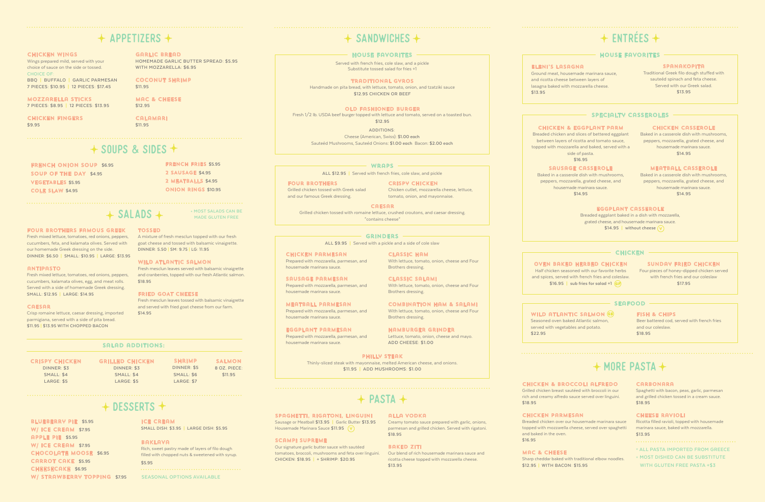# APPETIZERS

### CHICKEN WINGS
Wings prepared mild, served with your choice of sauce on the side or tossed.
CHOICE OF:
BBQ | BUFFALO | GARLIC PARMESAN
7 PIECES: $10.95 | 12 PIECES: $17.45

### MOZZARELLA STICKS
7 PIECES: $8.95 | 12 PIECES: $13.95

### CHICKEN FINGERS
$9.95

### GARLIC BREAD
HOMEMADE GARLIC BUTTER SPREAD: $5.95
WITH MOZZARELLA: $6.95

### COCONUT SHRIMP
$11.95

### MAC & CHEESE
$12.95

### CALAMARI
$11.95

# SOUPS & SIDES

- FRENCH ONION SOUP $6.95
- SOUP OF THE DAY $4.95
- VEGETABLES $5.95
- COLE SLAW $4.95
- FRENCH FRIES $5.95
- 2 SAUSAGE $4.95
- 2 MEATBALLS $4.95
- ONION RINGS $10.95

# SALADS

* MOST SALADS CAN BE MADE GLUTEN FREE

### FOUR BROTHERS FAMOUS GREEK
Fresh mixed lettuce, tomatoes, red onions, peppers, cucumbers, feta, and kalamata olives. Served with our homemade Greek dressing on the side.
DINNER: $6.50 | SMALL: $10.95 | LARGE: $13.95

### ANTIPASTO
Fresh mixed lettuce, tomatoes, red onions, peppers, cucumbers, kalamata olives, egg, and meat rolls. Served with a side of homemade Greek dressing.
SMALL: $12.95 | LARGE: $14.95

### CAESAR
Crisp romaine lettuce, caesar dressing, imported parmigiana, served with a side of pita bread.
$11.95 | $13.95 WITH CHOPPED BACON

### TOSSED
A mixture of fresh mesclun topped with our fresh goat cheese and tossed with balsamic vinaigrette.
DINNER: 5.50 | SM: 9.75 | LG: 11.95

### WILD ATLANTIC SALMON
Fresh mesclun leaves served with balsamic vinaigrette and cranberries, topped with our fresh Atlantic salmon.
$18.95

### FRIED GOAT CHEESE
Fresh mesclun leaves tossed with balsamic vinaigrette and served with fried goat cheese from our farm.
$14.95

## SALAD ADDITIONS:

| CRISPY CHICKEN | GRILLED CHICKEN | SHRIMP | SALMON |
|---|---|---|---|
| DINNER: $3 | DINNER: $3 | DINNER: $5 | 8 OZ. PIECE: |
| SMALL: $4 | SMALL: $4 | SMALL: $6 | $11.95 |
| LARGE: $5 | LARGE: $5 | LARGE: $7 | |

# DESSERTS

- BLUEBERRY PIE $5.95
- W/ ICE CREAM $7.95
- APPLE PIE $5.95
- W/ ICE CREAM $7.95
- CHOCOLATE MOOSE $6.95
- CARROT CAKE $5.95
- CHEESECAKE $6.95
- W/ STRAWBERRY TOPPING $7.95

### ICE CREAM
SMALL DISH: $3.95 | LARGE DISH: $5.95

### BAKLAVA
Rich, sweet pastry made of layers of filo dough filled with chopped nuts & sweetened with syrup.
$5.95

SEASONAL OPTIONS AVAILABLE

# SANDWICHES

## HOUSE FAVORITES

Served with french fries, cole slaw, and a pickle
Substitute tossed salad for fries +1

### TRADITIONAL GYROS
Handmade on pita bread, with lettuce, tomato, onion, and tzatziki sauce
$12.95 CHICKEN OR BEEF

### OLD FASHIONED BURGER
Fresh 1/2 lb. USDA beef burger topped with lettuce and tomato, served on a toasted bun.
$12.95

ADDITIONS:
Cheese (American, Swiss): $1.00 each
Sauteéd Mushrooms, Sauteéd Onions: $1.00 each Bacon: $2.00 each

## WRAPS

ALL $12.95 | Served with french fries, cole slaw, and pickle

### FOUR BROTHERS
Grilled chicken tossed with Greek salad and our famous Greek dressing.

### CRISPY CHICKEN
Chicken cutlet, mozzarella cheese, lettuce, tomato, onion, and mayonnaise.

### CAESAR
Grilled chicken tossed with romaine lettuce, crushed croutons, and caesar dressing.
*contains cheese*

## GRINDERS

ALL $9.95 | Served with a pickle and a side of cole slaw

### CHICKEN PARMESAN
Prepared with mozzarella, parmesan, and housemade marinara sauce.

### SAUSAGE PARMESAN
Prepared with mozzarella, parmesan, and housemade marinara sauce.

### MEATBALL PARMESAN
Prepared with mozzarella, parmesan, and housemade marinara sauce.

### EGGPLANT PARMESAN
Prepared with mozzarella, parmesan, and housemade marinara sauce.

### CLASSIC HAM
With lettuce, tomato, onion, cheese and Four Brothers dressing.

### CLASSIC SALAMI
With lettuce, tomato, onion, cheese and Four Brothers dressing.

### COMBINATION HAM & SALAMI
With lettuce, tomato, onion, cheese and Four Brothers dressing.

### HAMBURGER GRINDER
Lettuce, tomato, onion, cheese and mayo.
ADD CHEESE: $1.00

### PHILLY STEAK
Thinly-sliced steak with mayonnaise, melted American cheese, and onions.
$11.95 | ADD MUSHROOMS: $1.00

# PASTA

### SPAGHETTI, RIGATONI, LINGUINI
Sausage or Meatball $13.95 | Garlic Butter $13.95
Housemade Marinara Sauce $11.95 (V)

### SCAMPI SUPREME
Our signature garlic butter sauce with sautéed tomatoes, broccoli, mushrooms and feta over linguini.
CHICKEN: $18.95 | + SHRIMP: $20.95

### ALLA VODKA
Creamy tomato sauce prepared with garlic, onions, parmesan and grilled chicken. Served with rigatoni.
$18.95

### BAKED ZITI
Our blend of rich housemade marinara sauce and ricotta cheese topped with mozzarella cheese.
$13.95

# ENTRÉES

## HOUSE FAVORITES

### ELENI'S LASAGNA
Ground meat, housemade marinara sauce, and ricotta cheese between layers of lasagna baked with mozzarella cheese.
$13.95

### SPANAKOPITA
Traditional Greek filo dough stuffed with sauteéd spinach and feta cheese. Served with our Greek salad.
$13.95

## SPECIALTY CASSEROLES

### CHICKEN & EGGPLANT PARM
Breaded chicken and slices of bettered eggplant between layers of ricotta and tomato sauce, topped with mozzarella and baked, served with a side of pasta.
$16.95

### CHICKEN CASSEROLE
Baked in a casserole dish with mushrooms, peppers, mozzarella, grated cheese, and housemade marinara sauce.
$14.95

### SAUSAGE CASSEROLE
Baked in a casserole dish with mushrooms, peppers, mozzarella, grated cheese, and housemade marinara sauce.
$14.95

### MEATBALL CASSEROLE
Baked in a casserole dish with mushrooms, peppers, mozzarella, grated cheese, and housemade marinara sauce.
$14.95

### EGGPLANT CASSEROLE
Breaded eggplant baked in a dish with mozzarella, grated cheese, and housemade marinara sauce.
$14.95 | without cheese (V)

## CHICKEN

### OVEN BAKED HERBED CHICKEN
Half chicken seasoned with our favorite herbs and spices, served with french fries and coleslaw.
$16.95 | sub fries for salad +1 (GF)

### SUNDAY FRIED CHICKEN
Four pieces of honey-dipped chicken served with french fries and our coleslaw
$17.95

## SEAFOOD

### WILD ATLANTIC SALMON (GF)
Seasoned oven baked Atlantic salmon, served with vegetables and potato.
$22.95

### FISH & CHIPS
Beer battered cod, served with french fries and our coleslaw.
$18.95

# MORE PASTA

### CHICKEN & BROCCOLI ALFREDO
Grilled chicken breast sautéed with broccoli in our rich and creamy alfredo sauce served over linguini.
$18.95

### CHICKEN PARMESAN
Breaded chicken over our housemade marinara sauce topped with mozzarella cheese, served over spaghetti and baked in the oven.
$16.95

### MAC & CHEESE
Sharp cheddar baked with traditional elbow noodles.
$12.95 | WITH BACON: $15.95

### CARBONARA
Spaghetti with bacon, peas, garlic, parmesan and grilled chicken tossed in a cream sauce.
$18.95

### CHEESE RAVIOLI
Ricotta filled ravioli, topped with housemade marinara sauce, baked with mozzarella.
$13.95

* ALL PASTA IMPORTED FROM GREECE
* MOST DISHED CAN BE SUBSTITUTE WITH GLUTEN FREE PASTA +$3